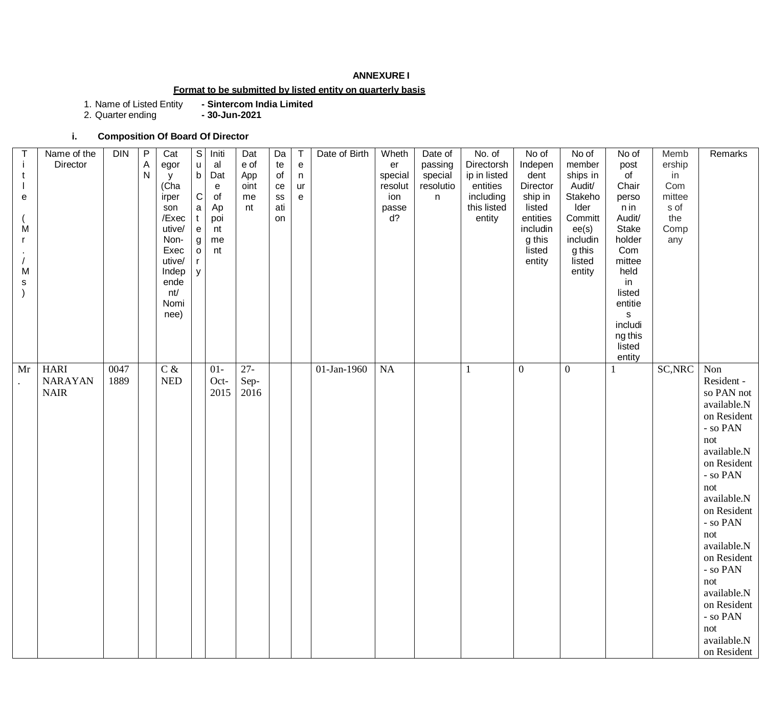**ANNEXURE I**

**Format to be submitted by listed entity on quarterly basis**

1. Name of Listed Entity **- Sintercom India Limited**
2. Quarter ending **- 30-Jun-2021**

**i. Composition Of Board Of Director**

| Title (Mr./Ms) | Name of the Director | DIN | PAN | Category (Chairperson/Executive/Non-Executive/Independent/Nominee) | Sub Category | Initial Date of Appointment | Date of Appointment | Date of cessation | Tenure | Date of Birth | Whether special resolution passed? | Date of passing special resolution | No. of Directorship in listed entities including this listed entity | No of Independent Directorship in listed entities including this listed entity | No of memberships in Audit/ Stakeholder Committee(s) including this listed entity | No of post of Chairperson in Audit/ Stakeholder Committee held in listed entities including this listed entity | Membership in Committees of the Company | Remarks |
|---|---|---|---|---|---|---|---|---|---|---|---|---|---|---|---|---|---|---|
| Mr. | HARI NARAYAN NAIR | 00471889 | | C & NED | | 01-Oct-2015 | 27-Sep-2016 | | | 01-Jan-1960 | NA | | 1 | 0 | 0 | 1 | SC,NRC | Non Resident - so PAN not available.Non Resident - so PAN not available.Non Resident - so PAN not available.Non Resident - so PAN not available.Non Resident - so PAN not available.Non Resident - so PAN not available.Non Resident |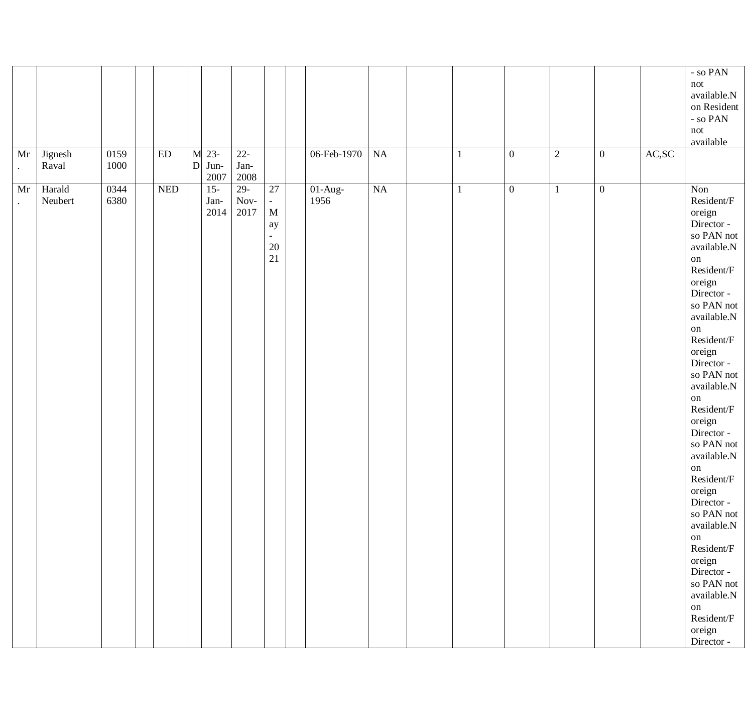| | | | | | | | | | | | | | | | | | | |
|---|---|---|---|---|---|---|---|---|---|---|---|---|---|---|---|---|---|---|
| | | | | | | | | | | | | | | | | | | - so PAN not available.Non Resident - so PAN not available |
| Mr. | Jignesh Raval | 01591000 | | ED | MD | 23-Jun-2007 | 22-Jan-2008 | | | 06-Feb-1970 | NA | | 1 | 0 | 2 | 0 | AC,SC | |
| Mr. | Harald Neubert | 03446380 | | NED | | 15-Jan-2014 | 29-Nov-2017 | 27-May-2021 | | 01-Aug-1956 | NA | | 1 | 0 | 1 | 0 | | Non Resident/Foreign Director - so PAN not available.Non Resident/Foreign Director - so PAN not available.Non Resident/Foreign Director - so PAN not available.Non Resident/Foreign Director - so PAN not available.Non Resident/Foreign Director - so PAN not available.Non Resident/Foreign Director - so PAN not available.Non Resident/Foreign Director - |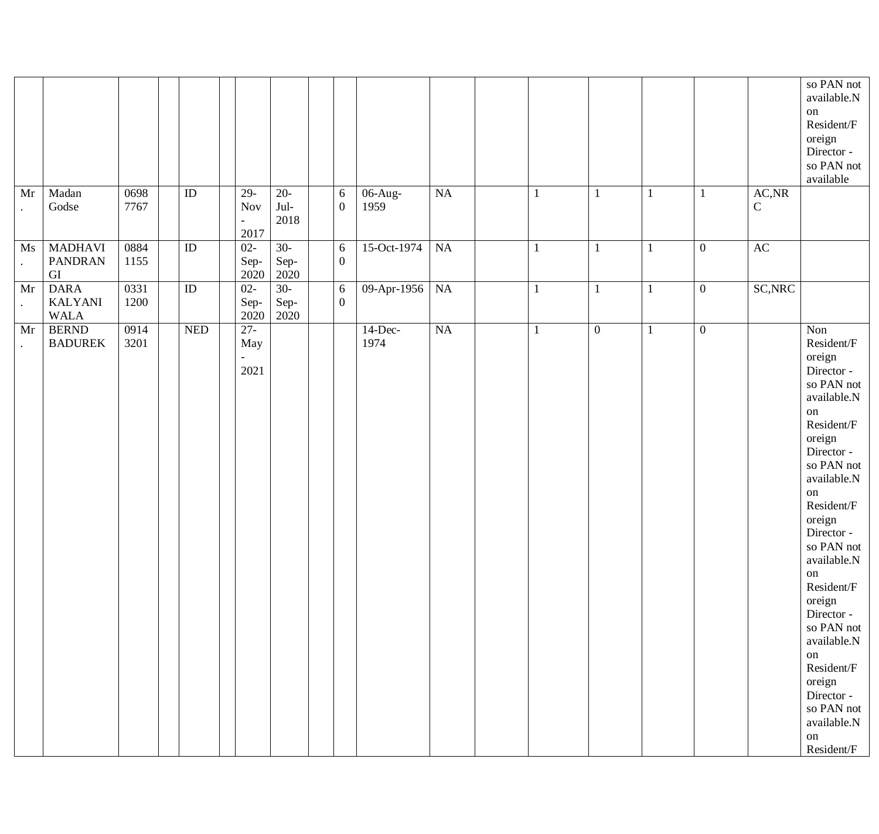| | | | | | | | | | | | | | | | | | | |
|---|---|---|---|---|---|---|---|---|---|---|---|---|---|---|---|---|---|---|
| | | | | | | | | | | | | | | | | | | so PAN not available.Non Resident/Foreign Director - so PAN not available |
| Mr. | Madan Godse | 06987767 | | ID | | 29-Nov-2017 | 20-Jul-2018 | | 60 | 06-Aug-1959 | NA | | 1 | 1 | 1 | 1 | AC,NRC | |
| Ms. | MADHAVI PANDRANGI | 08841155 | | ID | | 02-Sep-2020 | 30-Sep-2020 | | 60 | 15-Oct-1974 | NA | | 1 | 1 | 1 | 0 | AC | |
| Mr. | DARA KALYANIWALA | 03311200 | | ID | | 02-Sep-2020 | 30-Sep-2020 | | 60 | 09-Apr-1956 | NA | | 1 | 1 | 1 | 0 | SC,NRC | |
| Mr. | BERND BADUREK | 09143201 | | NED | | 27-May-2021 | | | | 14-Dec-1974 | NA | | 1 | 0 | 1 | 0 | | Non Resident/Foreign Director - so PAN not available.Non Resident/Foreign Director - so PAN not available.Non Resident/Foreign Director - so PAN not available.Non Resident/Foreign Director - so PAN not available.Non Resident/Foreign Director - so PAN not available.Non Resident/F |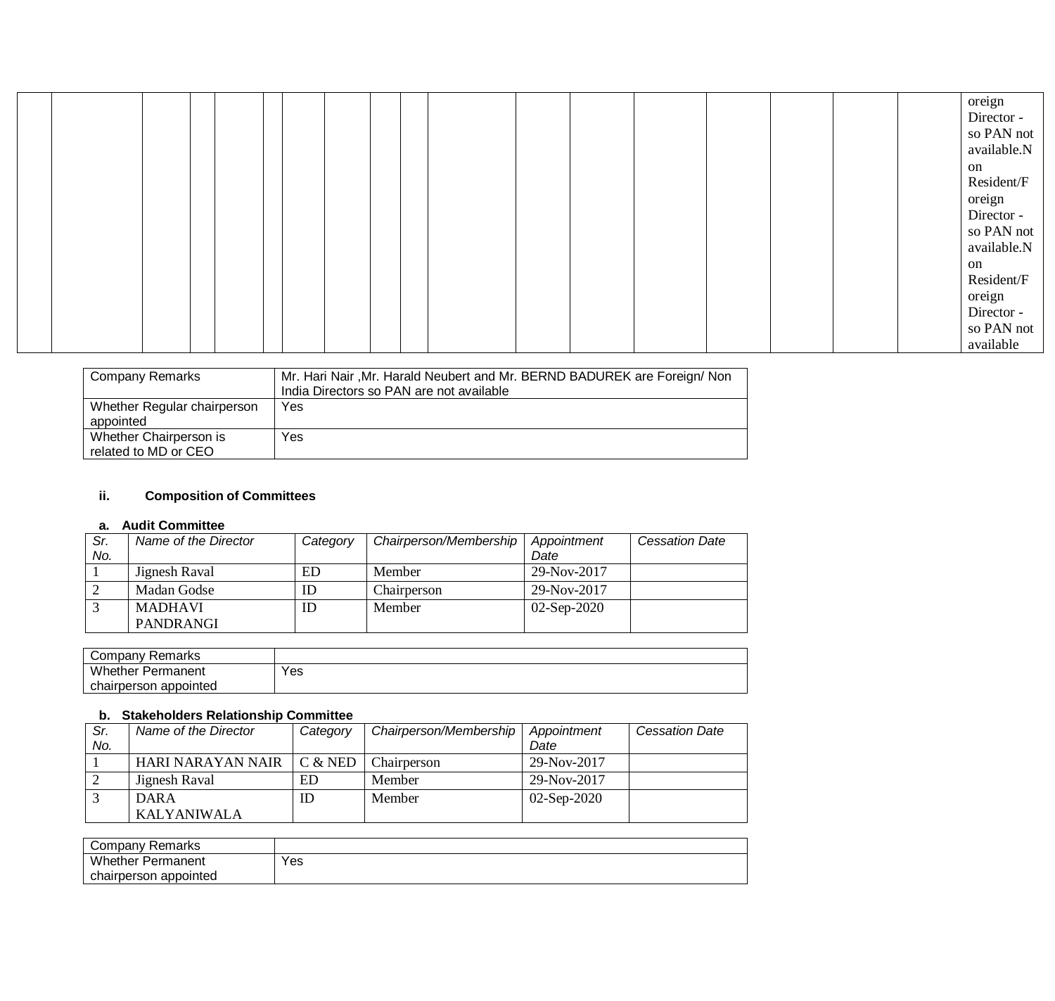| | | | | | | | | | | | | | | | | | | |
|---|---|---|---|---|---|---|---|---|---|---|---|---|---|---|---|---|---|---|
| | | | | | | | | | | | | | | | | | | oreign Director - so PAN not available.Non Resident/Foreign Director - so PAN not available.Non Resident/Foreign Director - so PAN not available |

| | |
|---|---|
| Company Remarks | Mr. Hari Nair ,Mr. Harald Neubert and Mr. BERND BADUREK are Foreign/ Non India Directors so PAN are not available |
| Whether Regular chairperson appointed | Yes |
| Whether Chairperson is related to MD or CEO | Yes |

**ii. Composition of Committees**

**a. Audit Committee**

| *Sr. No.* | *Name of the Director* | *Category* | *Chairperson/Membership* | *Appointment Date* | *Cessation Date* |
|---|---|---|---|---|---|
| 1 | Jignesh Raval | ED | Member | 29-Nov-2017 | |
| 2 | Madan Godse | ID | Chairperson | 29-Nov-2017 | |
| 3 | MADHAVI PANDRANGI | ID | Member | 02-Sep-2020 | |

| | |
|---|---|
| Company Remarks | |
| Whether Permanent chairperson appointed | Yes |

**b. Stakeholders Relationship Committee**

| *Sr. No.* | *Name of the Director* | *Category* | *Chairperson/Membership* | *Appointment Date* | *Cessation Date* |
|---|---|---|---|---|---|
| 1 | HARI NARAYAN NAIR | C & NED | Chairperson | 29-Nov-2017 | |
| 2 | Jignesh Raval | ED | Member | 29-Nov-2017 | |
| 3 | DARA KALYANIWALA | ID | Member | 02-Sep-2020 | |

| | |
|---|---|
| Company Remarks | |
| Whether Permanent chairperson appointed | Yes |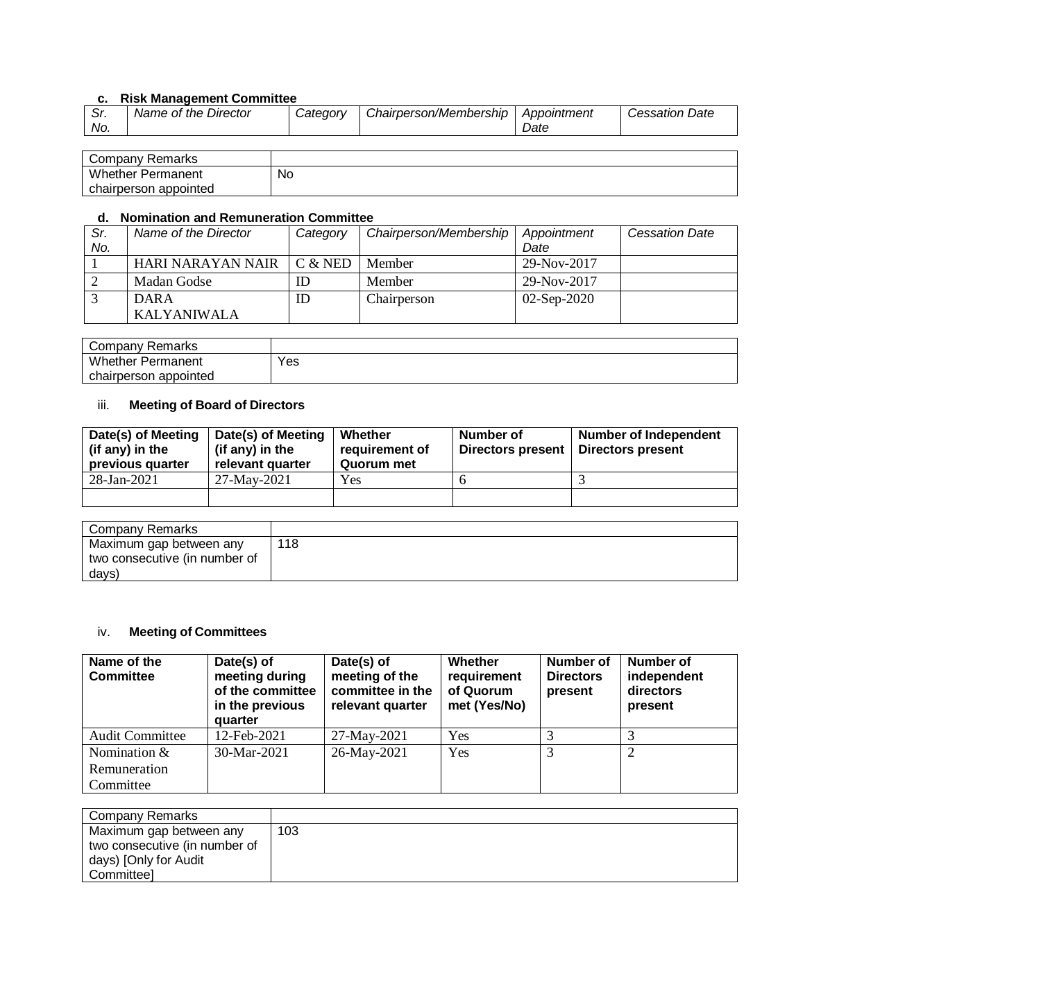#### c. Risk Management Committee

| Sr. No. | Name of the Director | Category | Chairperson/Membership | Appointment Date | Cessation Date |
|---|---|---|---|---|---|

| Company Remarks | |
|---|---|
| Whether Permanent chairperson appointed | No |

#### d. Nomination and Remuneration Committee

| Sr. No. | Name of the Director | Category | Chairperson/Membership | Appointment Date | Cessation Date |
|---|---|---|---|---|---|
| 1 | HARI NARAYAN NAIR | C & NED | Member | 29-Nov-2017 | |
| 2 | Madan Godse | ID | Member | 29-Nov-2017 | |
| 3 | DARA KALYANIWALA | ID | Chairperson | 02-Sep-2020 | |

| Company Remarks | |
|---|---|
| Whether Permanent chairperson appointed | Yes |

### iii. Meeting of Board of Directors

| Date(s) of Meeting (if any) in the previous quarter | Date(s) of Meeting (if any) in the relevant quarter | Whether requirement of Quorum met | Number of Directors present | Number of Independent Directors present |
|---|---|---|---|---|
| 28-Jan-2021 | 27-May-2021 | Yes | 6 | 3 |
| | | | | |

| Company Remarks | |
|---|---|
| Maximum gap between any two consecutive (in number of days) | 118 |

### iv. Meeting of Committees

| Name of the Committee | Date(s) of meeting during of the committee in the previous quarter | Date(s) of meeting of the committee in the relevant quarter | Whether requirement of Quorum met (Yes/No) | Number of Directors present | Number of independent directors present |
|---|---|---|---|---|---|
| Audit Committee | 12-Feb-2021 | 27-May-2021 | Yes | 3 | 3 |
| Nomination & Remuneration Committee | 30-Mar-2021 | 26-May-2021 | Yes | 3 | 2 |

| Company Remarks | |
|---|---|
| Maximum gap between any two consecutive (in number of days) [Only for Audit Committee] | 103 |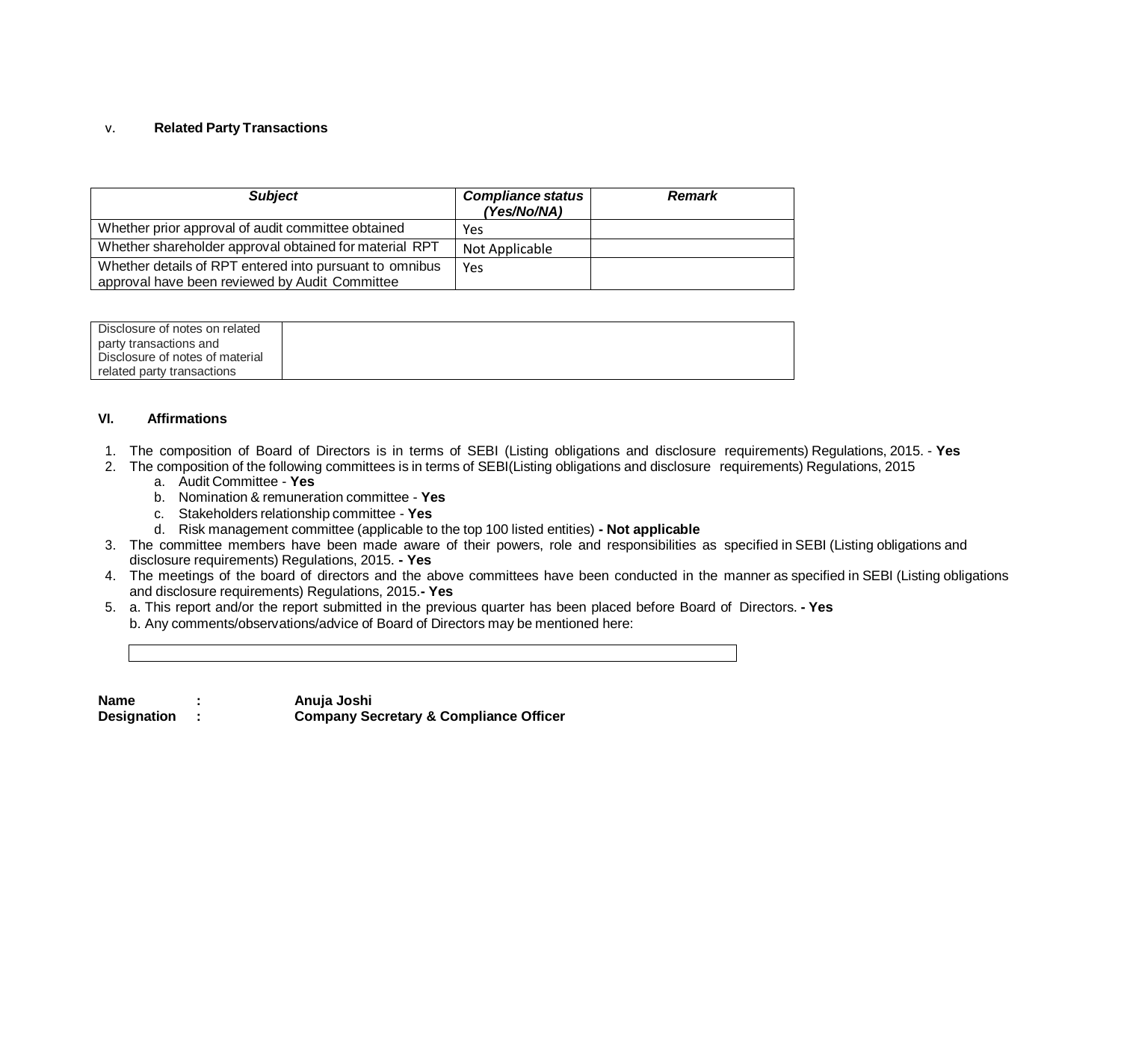v. **Related Party Transactions**

| ***Subject*** | ***Compliance status (Yes/No/NA)*** | ***Remark*** |
|---|---|---|
| Whether prior approval of audit committee obtained | Yes | |
| Whether shareholder approval obtained for material RPT | Not Applicable | |
| Whether details of RPT entered into pursuant to omnibus approval have been reviewed by Audit Committee | Yes | |

| | |
|---|---|
| Disclosure of notes on related party transactions and Disclosure of notes of material related party transactions | |

**VI. Affirmations**

1. The composition of Board of Directors is in terms of SEBI (Listing obligations and disclosure requirements) Regulations, 2015. - **Yes**
2. The composition of the following committees is in terms of SEBI(Listing obligations and disclosure requirements) Regulations, 2015
   a. Audit Committee - **Yes**
   b. Nomination & remuneration committee - **Yes**
   c. Stakeholders relationship committee - **Yes**
   d. Risk management committee (applicable to the top 100 listed entities) **- Not applicable**
3. The committee members have been made aware of their powers, role and responsibilities as specified in SEBI (Listing obligations and disclosure requirements) Regulations, 2015. **- Yes**
4. The meetings of the board of directors and the above committees have been conducted in the manner as specified in SEBI (Listing obligations and disclosure requirements) Regulations, 2015.**- Yes**
5. a. This report and/or the report submitted in the previous quarter has been placed before Board of Directors. **- Yes**
   b. Any comments/observations/advice of Board of Directors may be mentioned here:

**Name** : **Anuja Joshi**
**Designation** : **Company Secretary & Compliance Officer**